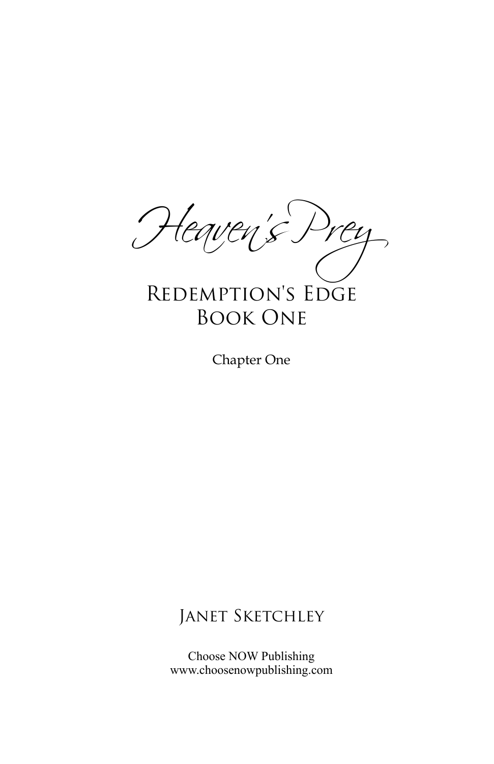# Heaven's Prey

## Redemption's Edge
## Book One

Chapter One

Janet Sketchley

Choose NOW Publishing
www.choosenowpublishing.com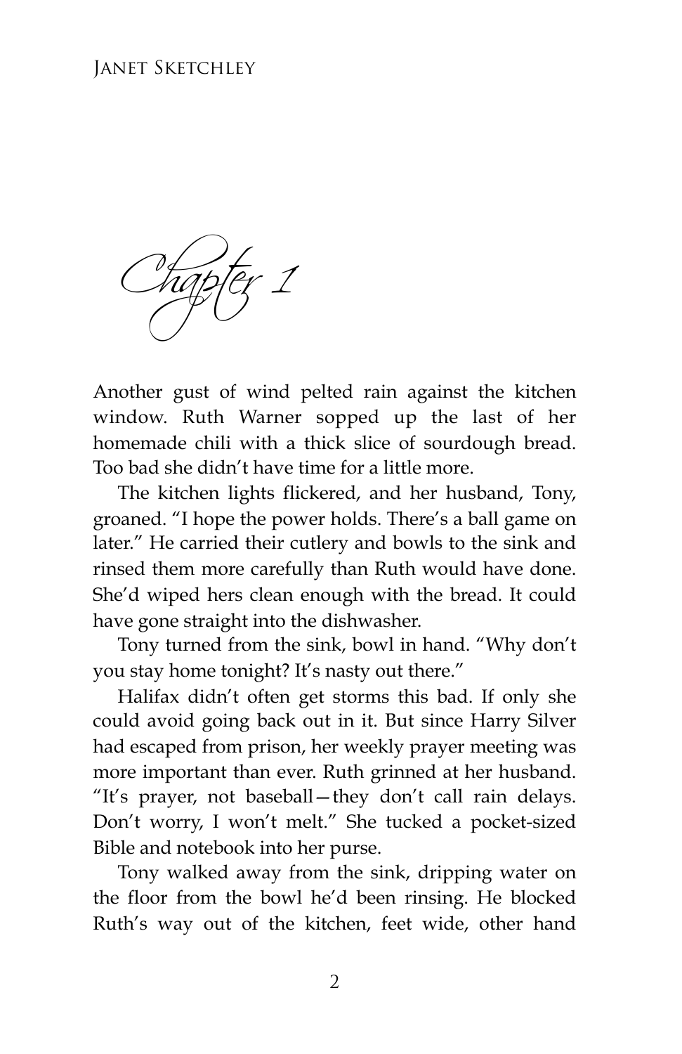# Chapter 1

Another gust of wind pelted rain against the kitchen window. Ruth Warner sopped up the last of her homemade chili with a thick slice of sourdough bread. Too bad she didn't have time for a little more.

The kitchen lights flickered, and her husband, Tony, groaned. "I hope the power holds. There's a ball game on later." He carried their cutlery and bowls to the sink and rinsed them more carefully than Ruth would have done. She'd wiped hers clean enough with the bread. It could have gone straight into the dishwasher.

Tony turned from the sink, bowl in hand. "Why don't you stay home tonight? It's nasty out there."

Halifax didn't often get storms this bad. If only she could avoid going back out in it. But since Harry Silver had escaped from prison, her weekly prayer meeting was more important than ever. Ruth grinned at her husband. "It's prayer, not baseball—they don't call rain delays. Don't worry, I won't melt." She tucked a pocket-sized Bible and notebook into her purse.

Tony walked away from the sink, dripping water on the floor from the bowl he'd been rinsing. He blocked Ruth's way out of the kitchen, feet wide, other hand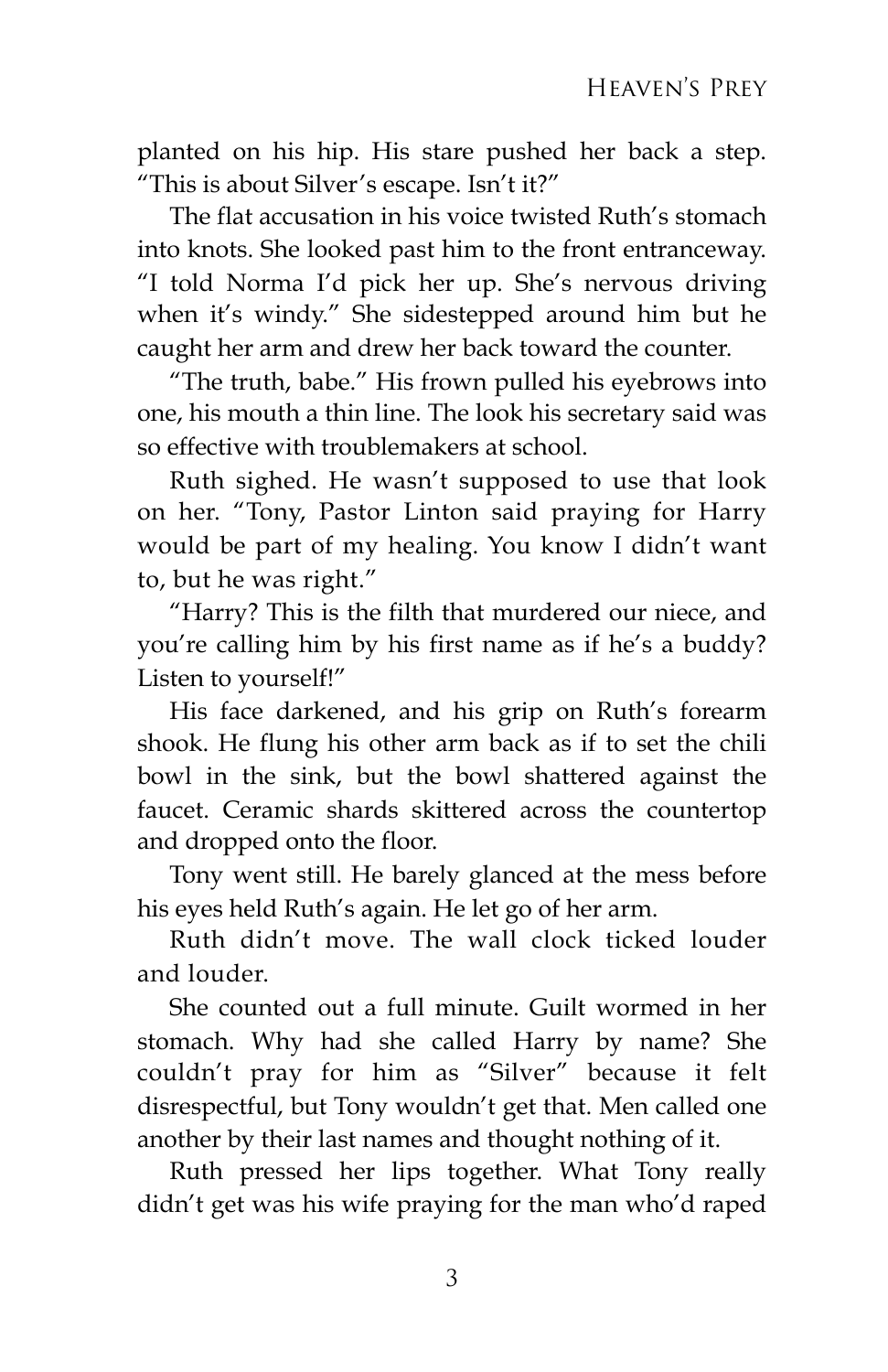planted on his hip. His stare pushed her back a step. "This is about Silver's escape. Isn't it?"

The flat accusation in his voice twisted Ruth's stomach into knots. She looked past him to the front entranceway. "I told Norma I'd pick her up. She's nervous driving when it's windy." She sidestepped around him but he caught her arm and drew her back toward the counter.

"The truth, babe." His frown pulled his eyebrows into one, his mouth a thin line. The look his secretary said was so effective with troublemakers at school.

Ruth sighed. He wasn't supposed to use that look on her. "Tony, Pastor Linton said praying for Harry would be part of my healing. You know I didn't want to, but he was right."

"Harry? This is the filth that murdered our niece, and you're calling him by his first name as if he's a buddy? Listen to yourself!"

His face darkened, and his grip on Ruth's forearm shook. He flung his other arm back as if to set the chili bowl in the sink, but the bowl shattered against the faucet. Ceramic shards skittered across the countertop and dropped onto the floor.

Tony went still. He barely glanced at the mess before his eyes held Ruth's again. He let go of her arm.

Ruth didn't move. The wall clock ticked louder and louder.

She counted out a full minute. Guilt wormed in her stomach. Why had she called Harry by name? She couldn't pray for him as "Silver" because it felt disrespectful, but Tony wouldn't get that. Men called one another by their last names and thought nothing of it.

Ruth pressed her lips together. What Tony really didn't get was his wife praying for the man who'd raped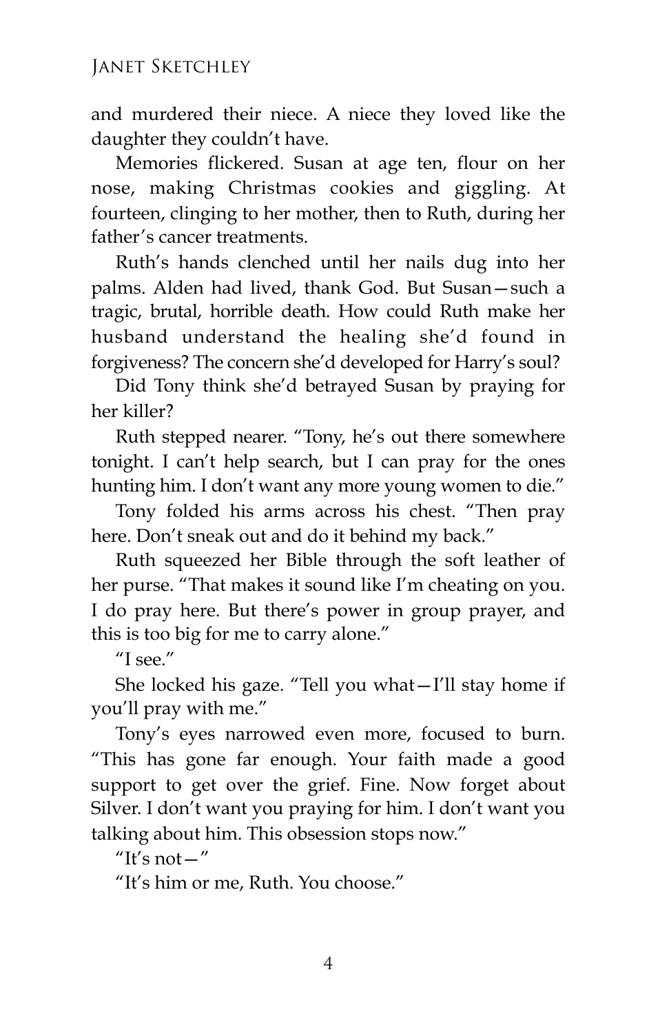and murdered their niece. A niece they loved like the daughter they couldn't have.

Memories flickered. Susan at age ten, flour on her nose, making Christmas cookies and giggling. At fourteen, clinging to her mother, then to Ruth, during her father's cancer treatments.

Ruth's hands clenched until her nails dug into her palms. Alden had lived, thank God. But Susan—such a tragic, brutal, horrible death. How could Ruth make her husband understand the healing she'd found in forgiveness? The concern she'd developed for Harry's soul?

Did Tony think she'd betrayed Susan by praying for her killer?

Ruth stepped nearer. "Tony, he's out there somewhere tonight. I can't help search, but I can pray for the ones hunting him. I don't want any more young women to die."

Tony folded his arms across his chest. "Then pray here. Don't sneak out and do it behind my back."

Ruth squeezed her Bible through the soft leather of her purse. "That makes it sound like I'm cheating on you. I do pray here. But there's power in group prayer, and this is too big for me to carry alone."

"I see."

She locked his gaze. "Tell you what—I'll stay home if you'll pray with me."

Tony's eyes narrowed even more, focused to burn. "This has gone far enough. Your faith made a good support to get over the grief. Fine. Now forget about Silver. I don't want you praying for him. I don't want you talking about him. This obsession stops now."

"It's not—"

"It's him or me, Ruth. You choose."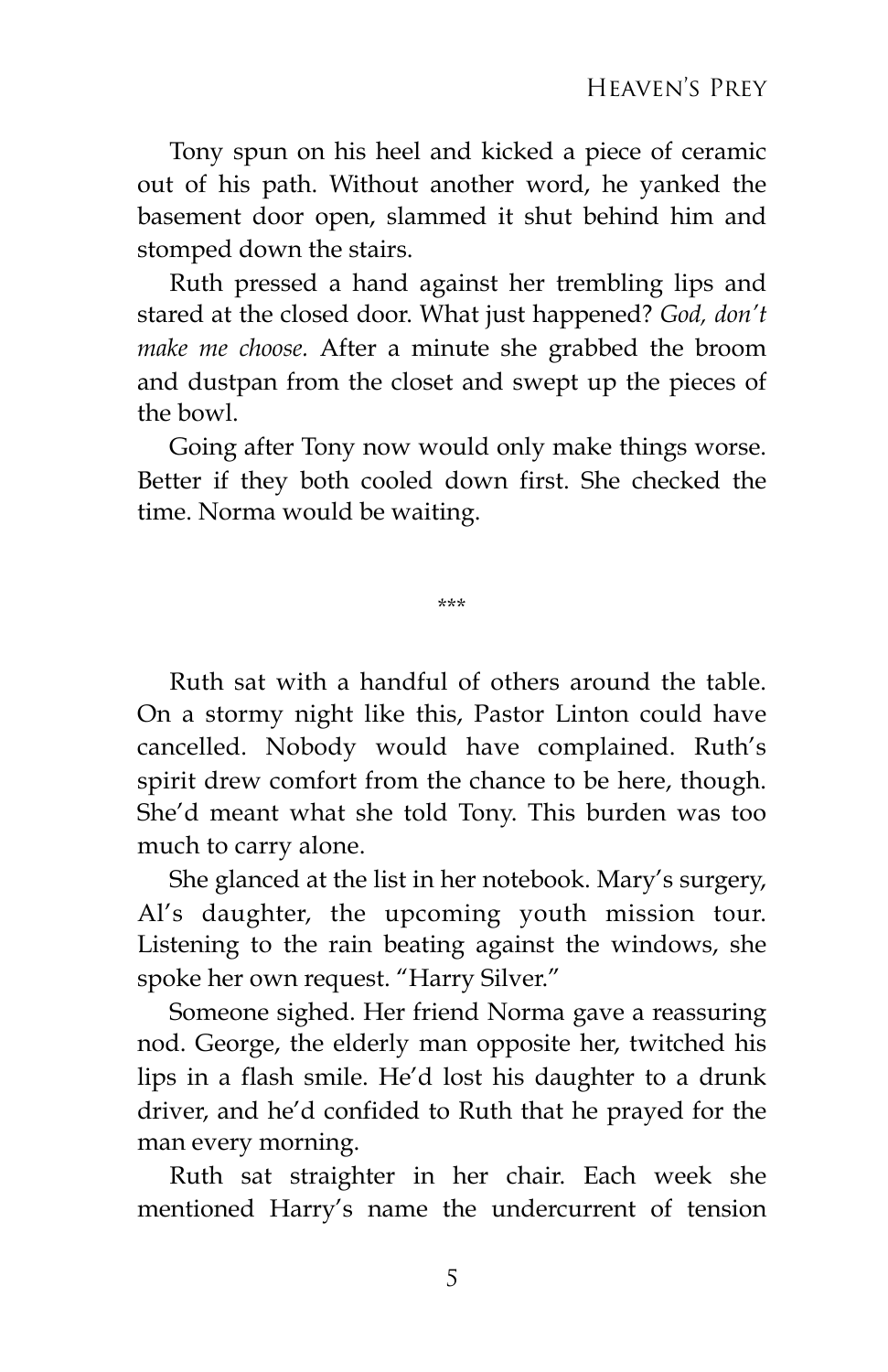Tony spun on his heel and kicked a piece of ceramic out of his path. Without another word, he yanked the basement door open, slammed it shut behind him and stomped down the stairs.

Ruth pressed a hand against her trembling lips and stared at the closed door. What just happened? *God, don't make me choose.* After a minute she grabbed the broom and dustpan from the closet and swept up the pieces of the bowl.

Going after Tony now would only make things worse. Better if they both cooled down first. She checked the time. Norma would be waiting.

\*\*\*

Ruth sat with a handful of others around the table. On a stormy night like this, Pastor Linton could have cancelled. Nobody would have complained. Ruth's spirit drew comfort from the chance to be here, though. She'd meant what she told Tony. This burden was too much to carry alone.

She glanced at the list in her notebook. Mary's surgery, Al's daughter, the upcoming youth mission tour. Listening to the rain beating against the windows, she spoke her own request. "Harry Silver."

Someone sighed. Her friend Norma gave a reassuring nod. George, the elderly man opposite her, twitched his lips in a flash smile. He'd lost his daughter to a drunk driver, and he'd confided to Ruth that he prayed for the man every morning.

Ruth sat straighter in her chair. Each week she mentioned Harry's name the undercurrent of tension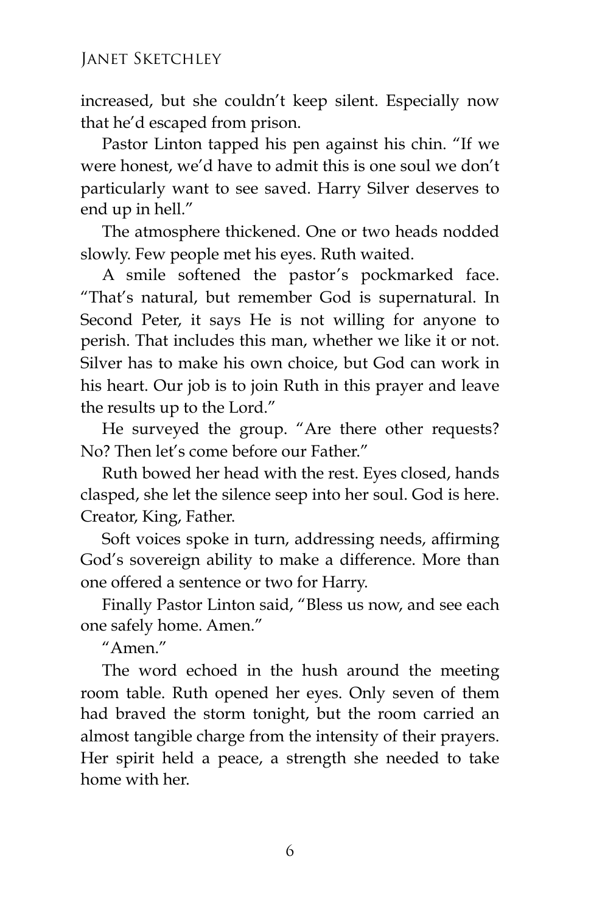increased, but she couldn't keep silent. Especially now that he'd escaped from prison.

Pastor Linton tapped his pen against his chin. "If we were honest, we'd have to admit this is one soul we don't particularly want to see saved. Harry Silver deserves to end up in hell."

The atmosphere thickened. One or two heads nodded slowly. Few people met his eyes. Ruth waited.

A smile softened the pastor's pockmarked face. "That's natural, but remember God is supernatural. In Second Peter, it says He is not willing for anyone to perish. That includes this man, whether we like it or not. Silver has to make his own choice, but God can work in his heart. Our job is to join Ruth in this prayer and leave the results up to the Lord."

He surveyed the group. "Are there other requests? No? Then let's come before our Father."

Ruth bowed her head with the rest. Eyes closed, hands clasped, she let the silence seep into her soul. God is here. Creator, King, Father.

Soft voices spoke in turn, addressing needs, affirming God's sovereign ability to make a difference. More than one offered a sentence or two for Harry.

Finally Pastor Linton said, "Bless us now, and see each one safely home. Amen."

"Amen."

The word echoed in the hush around the meeting room table. Ruth opened her eyes. Only seven of them had braved the storm tonight, but the room carried an almost tangible charge from the intensity of their prayers. Her spirit held a peace, a strength she needed to take home with her.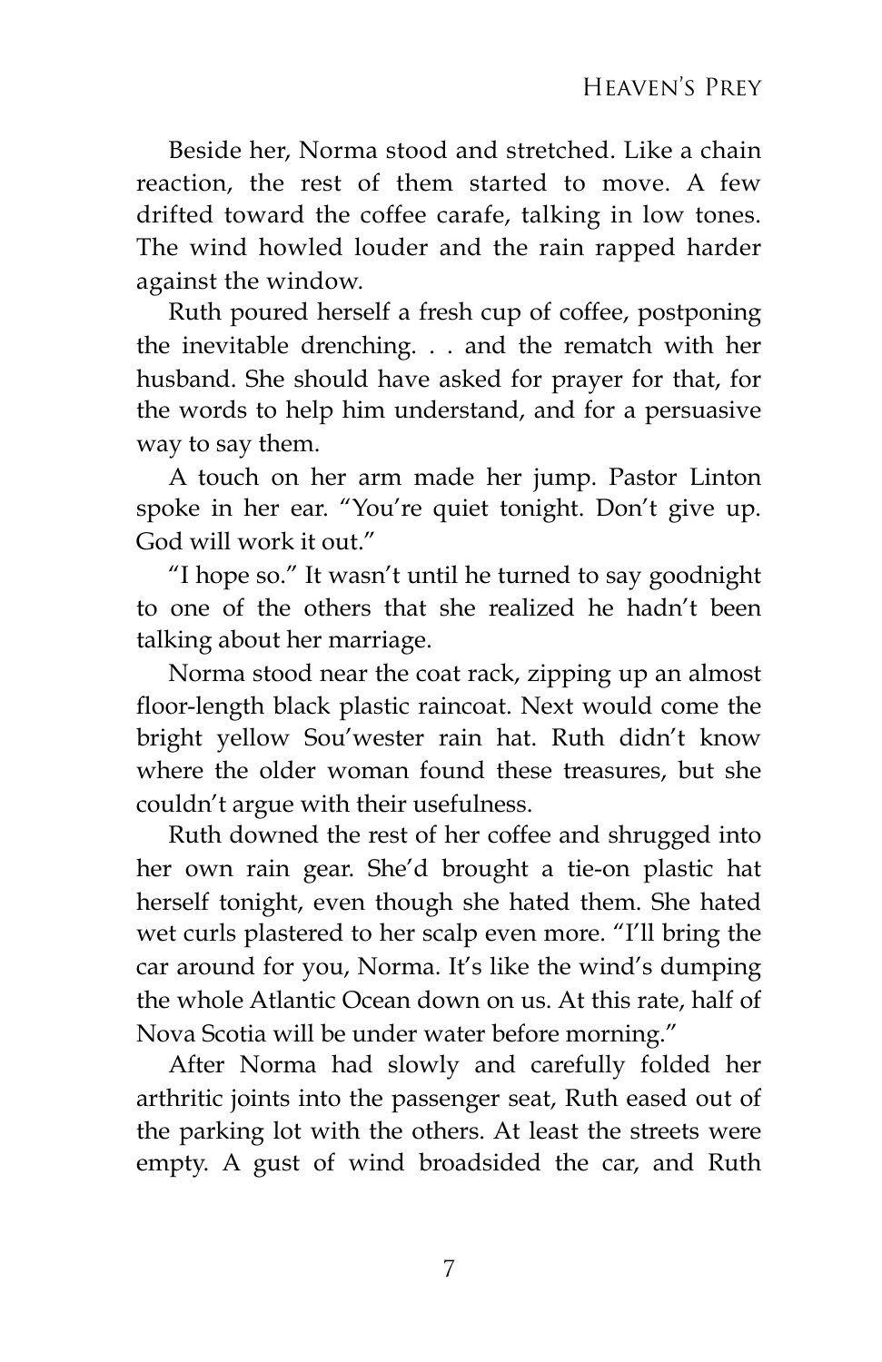Beside her, Norma stood and stretched. Like a chain reaction, the rest of them started to move. A few drifted toward the coffee carafe, talking in low tones. The wind howled louder and the rain rapped harder against the window.

Ruth poured herself a fresh cup of coffee, postponing the inevitable drenching. . . and the rematch with her husband. She should have asked for prayer for that, for the words to help him understand, and for a persuasive way to say them.

A touch on her arm made her jump. Pastor Linton spoke in her ear. "You're quiet tonight. Don't give up. God will work it out."

"I hope so." It wasn't until he turned to say goodnight to one of the others that she realized he hadn't been talking about her marriage.

Norma stood near the coat rack, zipping up an almost floor-length black plastic raincoat. Next would come the bright yellow Sou'wester rain hat. Ruth didn't know where the older woman found these treasures, but she couldn't argue with their usefulness.

Ruth downed the rest of her coffee and shrugged into her own rain gear. She'd brought a tie-on plastic hat herself tonight, even though she hated them. She hated wet curls plastered to her scalp even more. "I'll bring the car around for you, Norma. It's like the wind's dumping the whole Atlantic Ocean down on us. At this rate, half of Nova Scotia will be under water before morning."

After Norma had slowly and carefully folded her arthritic joints into the passenger seat, Ruth eased out of the parking lot with the others. At least the streets were empty. A gust of wind broadsided the car, and Ruth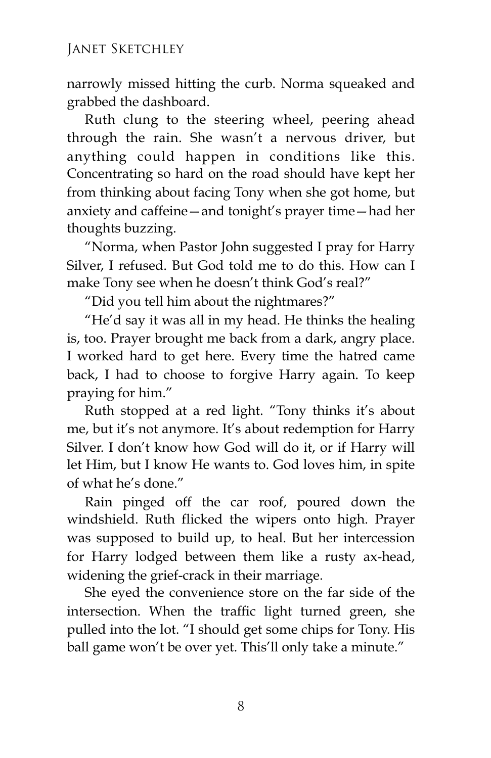narrowly missed hitting the curb. Norma squeaked and grabbed the dashboard.

Ruth clung to the steering wheel, peering ahead through the rain. She wasn't a nervous driver, but anything could happen in conditions like this. Concentrating so hard on the road should have kept her from thinking about facing Tony when she got home, but anxiety and caffeine—and tonight's prayer time—had her thoughts buzzing.

"Norma, when Pastor John suggested I pray for Harry Silver, I refused. But God told me to do this. How can I make Tony see when he doesn't think God's real?"

"Did you tell him about the nightmares?"

"He'd say it was all in my head. He thinks the healing is, too. Prayer brought me back from a dark, angry place. I worked hard to get here. Every time the hatred came back, I had to choose to forgive Harry again. To keep praying for him."

Ruth stopped at a red light. "Tony thinks it's about me, but it's not anymore. It's about redemption for Harry Silver. I don't know how God will do it, or if Harry will let Him, but I know He wants to. God loves him, in spite of what he's done."

Rain pinged off the car roof, poured down the windshield. Ruth flicked the wipers onto high. Prayer was supposed to build up, to heal. But her intercession for Harry lodged between them like a rusty ax-head, widening the grief-crack in their marriage.

She eyed the convenience store on the far side of the intersection. When the traffic light turned green, she pulled into the lot. "I should get some chips for Tony. His ball game won't be over yet. This'll only take a minute."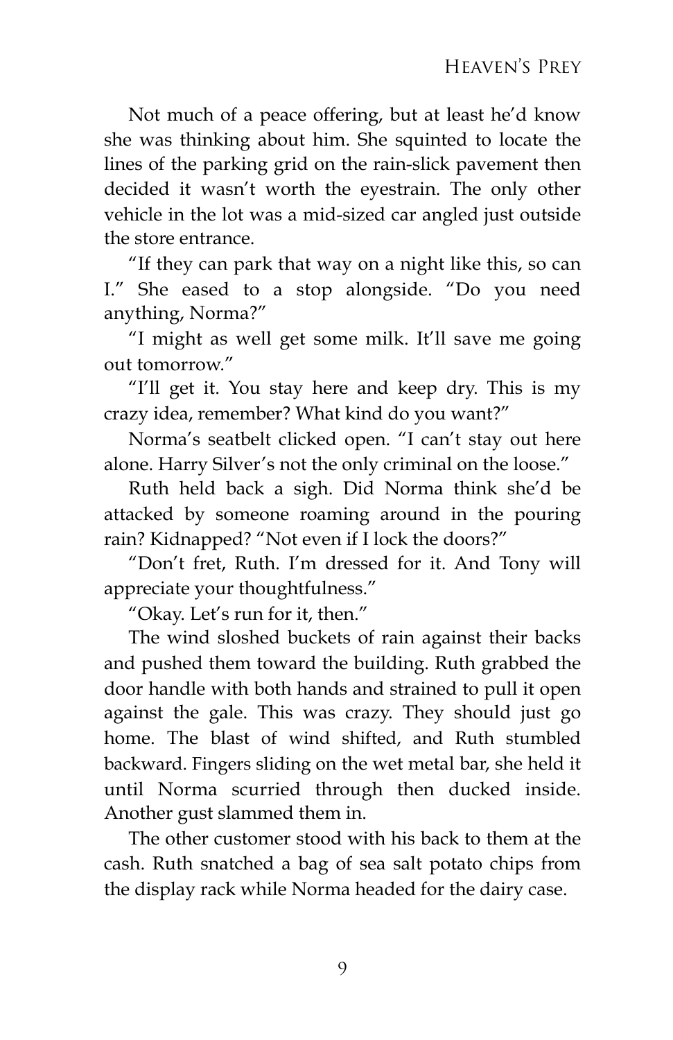Not much of a peace offering, but at least he'd know she was thinking about him. She squinted to locate the lines of the parking grid on the rain-slick pavement then decided it wasn't worth the eyestrain. The only other vehicle in the lot was a mid-sized car angled just outside the store entrance.

"If they can park that way on a night like this, so can I." She eased to a stop alongside. "Do you need anything, Norma?"

"I might as well get some milk. It'll save me going out tomorrow."

"I'll get it. You stay here and keep dry. This is my crazy idea, remember? What kind do you want?"

Norma's seatbelt clicked open. "I can't stay out here alone. Harry Silver's not the only criminal on the loose."

Ruth held back a sigh. Did Norma think she'd be attacked by someone roaming around in the pouring rain? Kidnapped? "Not even if I lock the doors?"

"Don't fret, Ruth. I'm dressed for it. And Tony will appreciate your thoughtfulness."

"Okay. Let's run for it, then."

The wind sloshed buckets of rain against their backs and pushed them toward the building. Ruth grabbed the door handle with both hands and strained to pull it open against the gale. This was crazy. They should just go home. The blast of wind shifted, and Ruth stumbled backward. Fingers sliding on the wet metal bar, she held it until Norma scurried through then ducked inside. Another gust slammed them in.

The other customer stood with his back to them at the cash. Ruth snatched a bag of sea salt potato chips from the display rack while Norma headed for the dairy case.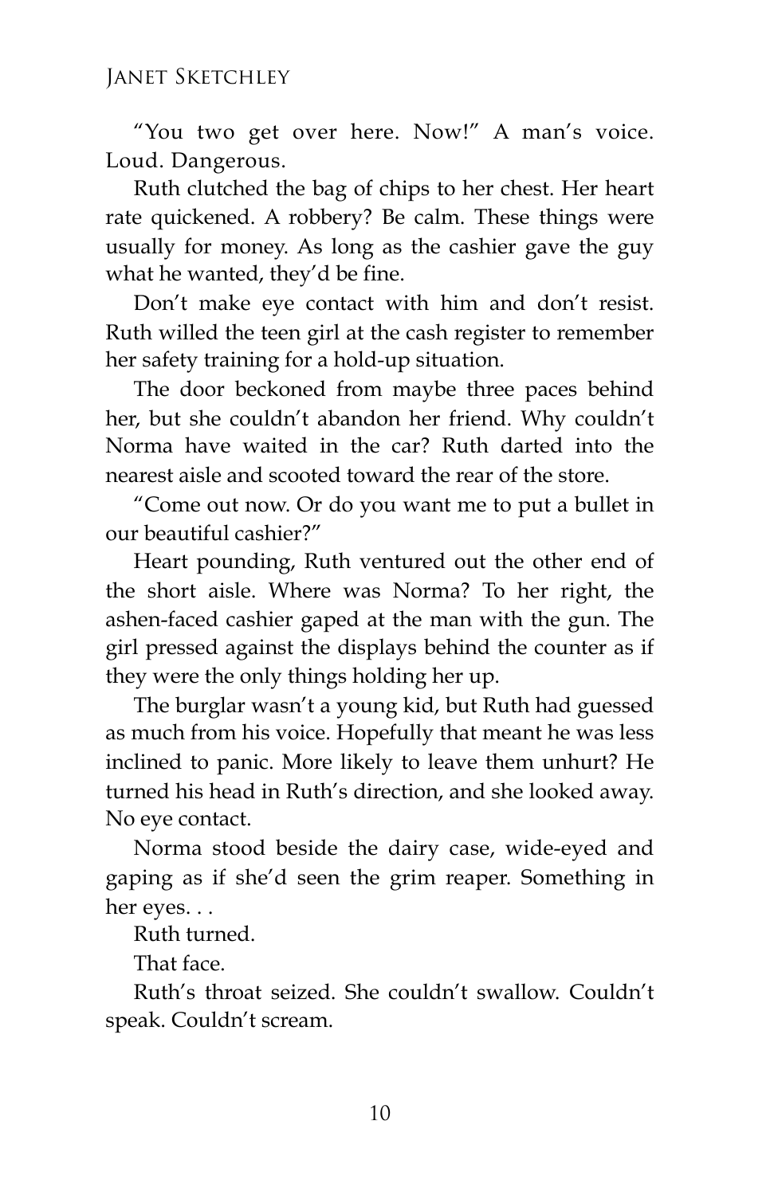"You two get over here. Now!" A man's voice. Loud. Dangerous.

Ruth clutched the bag of chips to her chest. Her heart rate quickened. A robbery? Be calm. These things were usually for money. As long as the cashier gave the guy what he wanted, they'd be fine.

Don't make eye contact with him and don't resist. Ruth willed the teen girl at the cash register to remember her safety training for a hold-up situation.

The door beckoned from maybe three paces behind her, but she couldn't abandon her friend. Why couldn't Norma have waited in the car? Ruth darted into the nearest aisle and scooted toward the rear of the store.

"Come out now. Or do you want me to put a bullet in our beautiful cashier?"

Heart pounding, Ruth ventured out the other end of the short aisle. Where was Norma? To her right, the ashen-faced cashier gaped at the man with the gun. The girl pressed against the displays behind the counter as if they were the only things holding her up.

The burglar wasn't a young kid, but Ruth had guessed as much from his voice. Hopefully that meant he was less inclined to panic. More likely to leave them unhurt? He turned his head in Ruth's direction, and she looked away. No eye contact.

Norma stood beside the dairy case, wide-eyed and gaping as if she'd seen the grim reaper. Something in her eyes. . .

Ruth turned.

That face.

Ruth's throat seized. She couldn't swallow. Couldn't speak. Couldn't scream.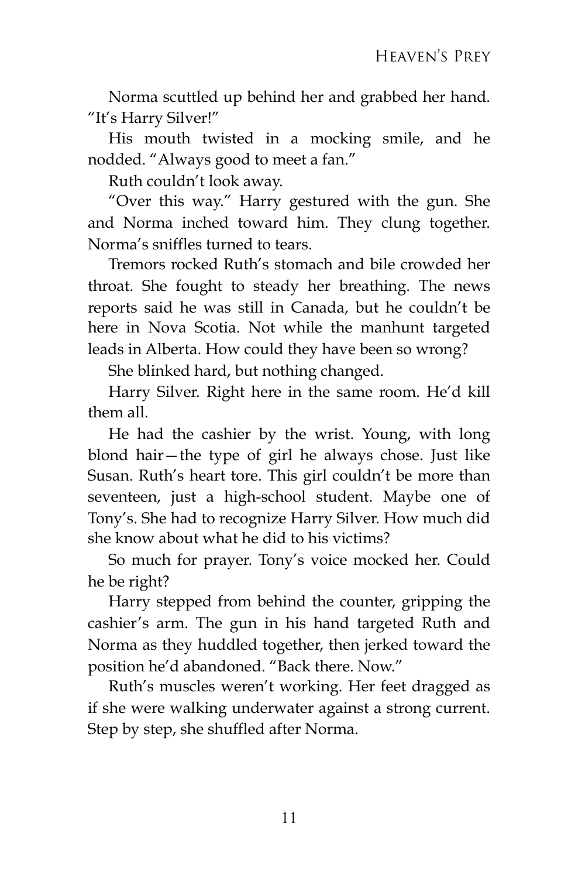Norma scuttled up behind her and grabbed her hand. "It's Harry Silver!"

His mouth twisted in a mocking smile, and he nodded. "Always good to meet a fan."

Ruth couldn't look away.

"Over this way." Harry gestured with the gun. She and Norma inched toward him. They clung together. Norma's sniffles turned to tears.

Tremors rocked Ruth's stomach and bile crowded her throat. She fought to steady her breathing. The news reports said he was still in Canada, but he couldn't be here in Nova Scotia. Not while the manhunt targeted leads in Alberta. How could they have been so wrong?

She blinked hard, but nothing changed.

Harry Silver. Right here in the same room. He'd kill them all.

He had the cashier by the wrist. Young, with long blond hair—the type of girl he always chose. Just like Susan. Ruth's heart tore. This girl couldn't be more than seventeen, just a high-school student. Maybe one of Tony's. She had to recognize Harry Silver. How much did she know about what he did to his victims?

So much for prayer. Tony's voice mocked her. Could he be right?

Harry stepped from behind the counter, gripping the cashier's arm. The gun in his hand targeted Ruth and Norma as they huddled together, then jerked toward the position he'd abandoned. "Back there. Now."

Ruth's muscles weren't working. Her feet dragged as if she were walking underwater against a strong current. Step by step, she shuffled after Norma.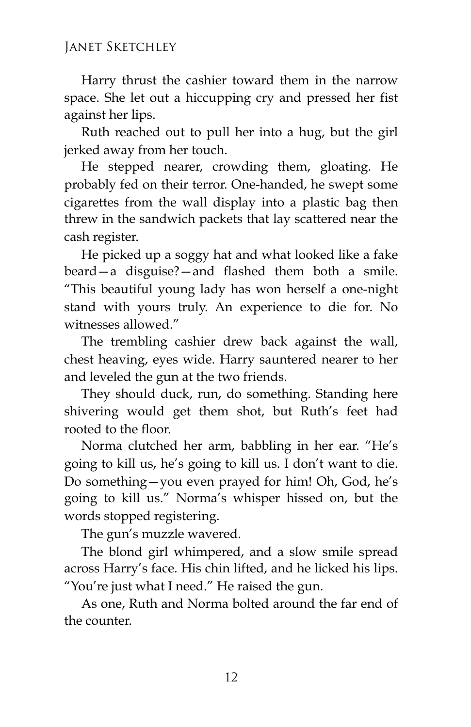Harry thrust the cashier toward them in the narrow space. She let out a hiccupping cry and pressed her fist against her lips.

Ruth reached out to pull her into a hug, but the girl jerked away from her touch.

He stepped nearer, crowding them, gloating. He probably fed on their terror. One-handed, he swept some cigarettes from the wall display into a plastic bag then threw in the sandwich packets that lay scattered near the cash register.

He picked up a soggy hat and what looked like a fake beard—a disguise?—and flashed them both a smile. "This beautiful young lady has won herself a one-night stand with yours truly. An experience to die for. No witnesses allowed."

The trembling cashier drew back against the wall, chest heaving, eyes wide. Harry sauntered nearer to her and leveled the gun at the two friends.

They should duck, run, do something. Standing here shivering would get them shot, but Ruth's feet had rooted to the floor.

Norma clutched her arm, babbling in her ear. "He's going to kill us, he's going to kill us. I don't want to die. Do something—you even prayed for him! Oh, God, he's going to kill us." Norma's whisper hissed on, but the words stopped registering.

The gun's muzzle wavered.

The blond girl whimpered, and a slow smile spread across Harry's face. His chin lifted, and he licked his lips. "You're just what I need." He raised the gun.

As one, Ruth and Norma bolted around the far end of the counter.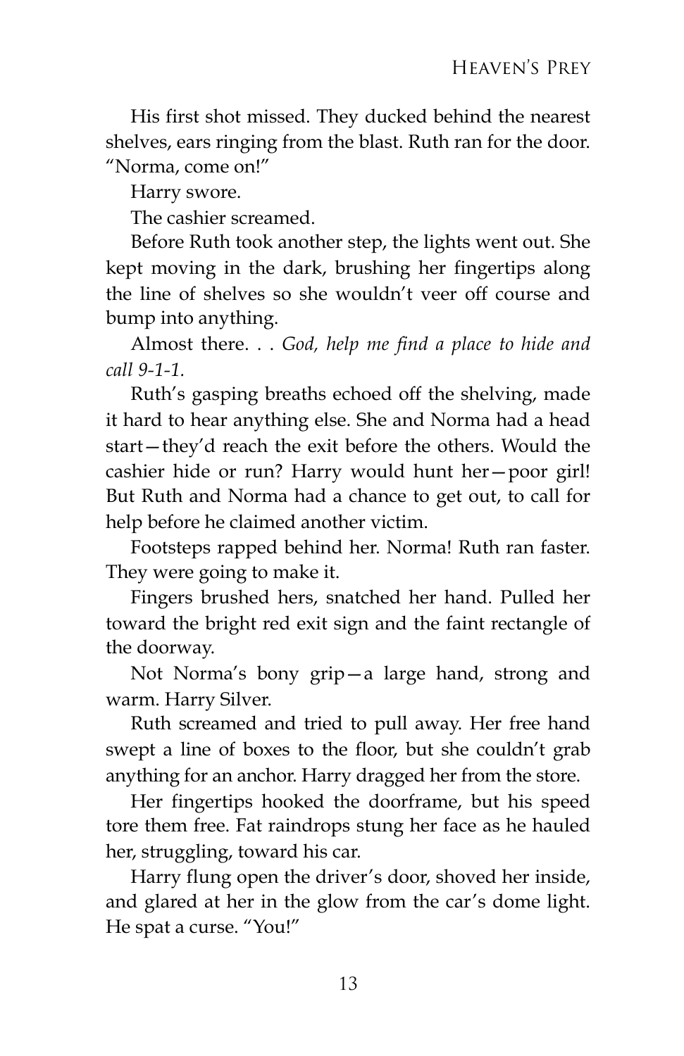His first shot missed. They ducked behind the nearest shelves, ears ringing from the blast. Ruth ran for the door. "Norma, come on!"

Harry swore.

The cashier screamed.

Before Ruth took another step, the lights went out. She kept moving in the dark, brushing her fingertips along the line of shelves so she wouldn't veer off course and bump into anything.

Almost there. . . *God, help me find a place to hide and call 9-1-1.*

Ruth's gasping breaths echoed off the shelving, made it hard to hear anything else. She and Norma had a head start—they'd reach the exit before the others. Would the cashier hide or run? Harry would hunt her—poor girl! But Ruth and Norma had a chance to get out, to call for help before he claimed another victim.

Footsteps rapped behind her. Norma! Ruth ran faster. They were going to make it.

Fingers brushed hers, snatched her hand. Pulled her toward the bright red exit sign and the faint rectangle of the doorway.

Not Norma's bony grip—a large hand, strong and warm. Harry Silver.

Ruth screamed and tried to pull away. Her free hand swept a line of boxes to the floor, but she couldn't grab anything for an anchor. Harry dragged her from the store.

Her fingertips hooked the doorframe, but his speed tore them free. Fat raindrops stung her face as he hauled her, struggling, toward his car.

Harry flung open the driver's door, shoved her inside, and glared at her in the glow from the car's dome light. He spat a curse. "You!"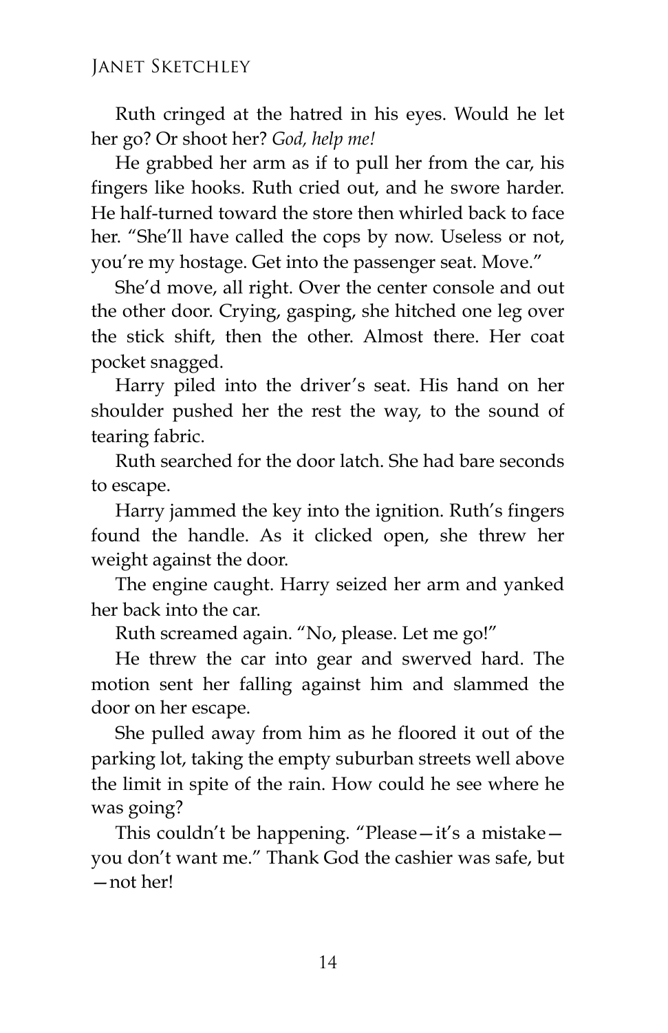Ruth cringed at the hatred in his eyes. Would he let her go? Or shoot her? *God, help me!*

He grabbed her arm as if to pull her from the car, his fingers like hooks. Ruth cried out, and he swore harder. He half-turned toward the store then whirled back to face her. "She'll have called the cops by now. Useless or not, you're my hostage. Get into the passenger seat. Move."

She'd move, all right. Over the center console and out the other door. Crying, gasping, she hitched one leg over the stick shift, then the other. Almost there. Her coat pocket snagged.

Harry piled into the driver's seat. His hand on her shoulder pushed her the rest the way, to the sound of tearing fabric.

Ruth searched for the door latch. She had bare seconds to escape.

Harry jammed the key into the ignition. Ruth's fingers found the handle. As it clicked open, she threw her weight against the door.

The engine caught. Harry seized her arm and yanked her back into the car.

Ruth screamed again. "No, please. Let me go!"

He threw the car into gear and swerved hard. The motion sent her falling against him and slammed the door on her escape.

She pulled away from him as he floored it out of the parking lot, taking the empty suburban streets well above the limit in spite of the rain. How could he see where he was going?

This couldn't be happening. "Please—it's a mistake—you don't want me." Thank God the cashier was safe, but—not her!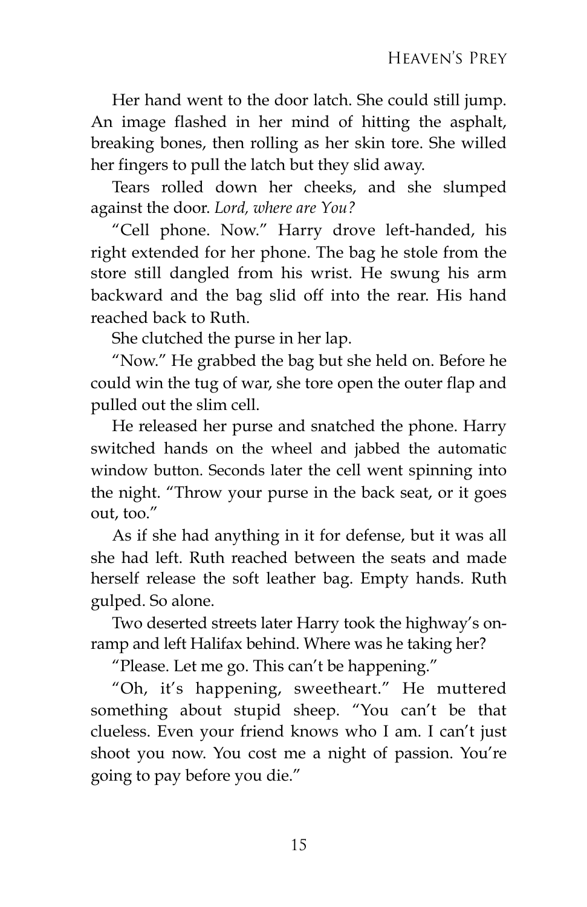Her hand went to the door latch. She could still jump. An image flashed in her mind of hitting the asphalt, breaking bones, then rolling as her skin tore. She willed her fingers to pull the latch but they slid away.

Tears rolled down her cheeks, and she slumped against the door. *Lord, where are You?*

"Cell phone. Now." Harry drove left-handed, his right extended for her phone. The bag he stole from the store still dangled from his wrist. He swung his arm backward and the bag slid off into the rear. His hand reached back to Ruth.

She clutched the purse in her lap.

"Now." He grabbed the bag but she held on. Before he could win the tug of war, she tore open the outer flap and pulled out the slim cell.

He released her purse and snatched the phone. Harry switched hands on the wheel and jabbed the automatic window button. Seconds later the cell went spinning into the night. "Throw your purse in the back seat, or it goes out, too."

As if she had anything in it for defense, but it was all she had left. Ruth reached between the seats and made herself release the soft leather bag. Empty hands. Ruth gulped. So alone.

Two deserted streets later Harry took the highway's on-ramp and left Halifax behind. Where was he taking her?

"Please. Let me go. This can't be happening."

"Oh, it's happening, sweetheart." He muttered something about stupid sheep. "You can't be that clueless. Even your friend knows who I am. I can't just shoot you now. You cost me a night of passion. You're going to pay before you die."